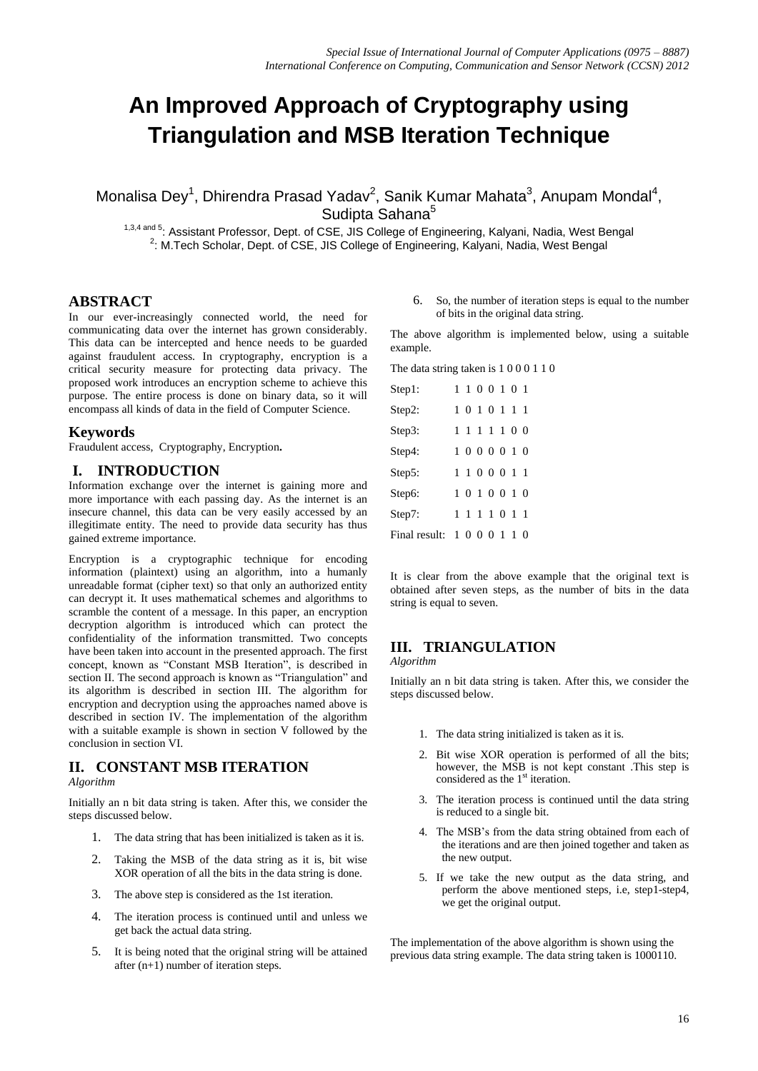# An Improved Approach of Cryptography using Triangulation and MSB Iteration Technique

Monalisa Dey[1], Dhirendra Prasad Yadav[2], Sanik Kumar Mahata[3], Anupam Mondal[4], Sudipta Sahana[5]

[1,3,4 and 5]: Assistant Professor, Dept. of CSE, JIS College of Engineering, Kalyani, Nadia, West Bengal
[2]: M.Tech Scholar, Dept. of CSE, JIS College of Engineering, Kalyani, Nadia, West Bengal

## ABSTRACT

In our ever-increasingly connected world, the need for communicating data over the internet has grown considerably. This data can be intercepted and hence needs to be guarded against fraudulent access. In cryptography, encryption is a critical security measure for protecting data privacy. The proposed work introduces an encryption scheme to achieve this purpose. The entire process is done on binary data, so it will encompass all kinds of data in the field of Computer Science.

## Keywords

Fraudulent access, Cryptography, Encryption**.**

## I. INTRODUCTION

Information exchange over the internet is gaining more and more importance with each passing day. As the internet is an insecure channel, this data can be very easily accessed by an illegitimate entity. The need to provide data security has thus gained extreme importance.

Encryption is a cryptographic technique for encoding information (plaintext) using an algorithm, into a humanly unreadable format (cipher text) so that only an authorized entity can decrypt it. It uses mathematical schemes and algorithms to scramble the content of a message. In this paper, an encryption decryption algorithm is introduced which can protect the confidentiality of the information transmitted. Two concepts have been taken into account in the presented approach. The first concept, known as "Constant MSB Iteration", is described in section II. The second approach is known as "Triangulation" and its algorithm is described in section III. The algorithm for encryption and decryption using the approaches named above is described in section IV. The implementation of the algorithm with a suitable example is shown in section V followed by the conclusion in section VI.

## II. CONSTANT MSB ITERATION

*Algorithm*

Initially an n bit data string is taken. After this, we consider the steps discussed below.

1. The data string that has been initialized is taken as it is.
2. Taking the MSB of the data string as it is, bit wise XOR operation of all the bits in the data string is done.
3. The above step is considered as the 1st iteration.
4. The iteration process is continued until and unless we get back the actual data string.
5. It is being noted that the original string will be attained after (n+1) number of iteration steps.
6. So, the number of iteration steps is equal to the number of bits in the original data string.

The above algorithm is implemented below, using a suitable example.

The data string taken is 1 0 0 0 1 1 0

| | |
|---|---|
| Step1: | 1 1 0 0 1 0 1 |
| Step2: | 1 0 1 0 1 1 1 |
| Step3: | 1 1 1 1 1 0 0 |
| Step4: | 1 0 0 0 0 1 0 |
| Step5: | 1 1 0 0 0 1 1 |
| Step6: | 1 0 1 0 0 1 0 |
| Step7: | 1 1 1 1 0 1 1 |
| Final result: | 1 0 0 0 1 1 0 |

It is clear from the above example that the original text is obtained after seven steps, as the number of bits in the data string is equal to seven.

## III. TRIANGULATION

*Algorithm*

Initially an n bit data string is taken. After this, we consider the steps discussed below.

1. The data string initialized is taken as it is.
2. Bit wise XOR operation is performed of all the bits; however, the MSB is not kept constant .This step is considered as the 1st iteration.
3. The iteration process is continued until the data string is reduced to a single bit.
4. The MSB's from the data string obtained from each of the iterations and are then joined together and taken as the new output.
5. If we take the new output as the data string, and perform the above mentioned steps, i.e, step1-step4, we get the original output.

The implementation of the above algorithm is shown using the previous data string example. The data string taken is 1000110.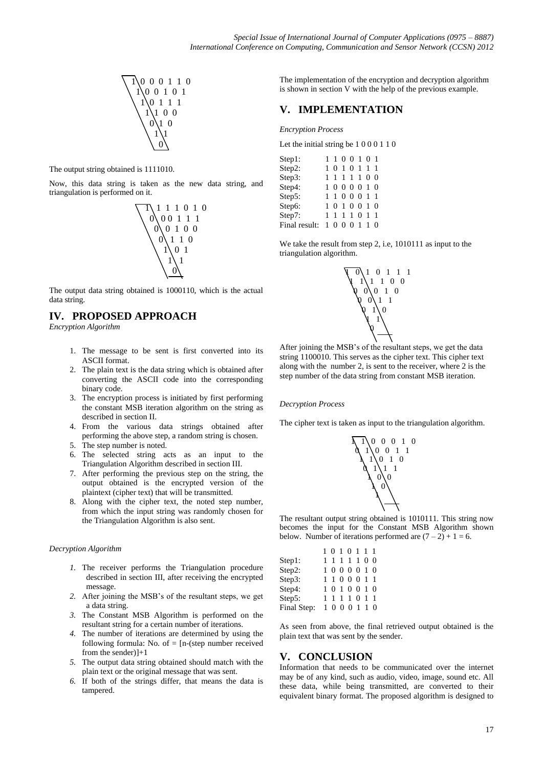```
\1\ 0 0 0 1 1 0
  1\ 0 0 1 0 1
    1\ 0 1 1 1
      1\ 1 0 0
        0\ 1 0
          1\ 1
            0
```

The output string obtained is 1111010.

Now, this data string is taken as the new data string, and triangulation is performed on it.

```
\1\ 1 1 1 0 1 0
  0\ 0 0 1 1 1
    0\ 0 1 0 0
      0\ 1 1 0
        1\ 0 1
          1\ 1
            0
```

The output data string obtained is 1000110, which is the actual data string.

## IV. PROPOSED APPROACH

*Encryption Algorithm*

1. The message to be sent is first converted into its ASCII format.
2. The plain text is the data string which is obtained after converting the ASCII code into the corresponding binary code.
3. The encryption process is initiated by first performing the constant MSB iteration algorithm on the string as described in section II.
4. From the various data strings obtained after performing the above step, a random string is chosen.
5. The step number is noted.
6. The selected string acts as an input to the Triangulation Algorithm described in section III.
7. After performing the previous step on the string, the output obtained is the encrypted version of the plaintext (cipher text) that will be transmitted.
8. Along with the cipher text, the noted step number, from which the input string was randomly chosen for the Triangulation Algorithm is also sent.

*Decryption Algorithm*

1. The receiver performs the Triangulation procedure described in section III, after receiving the encrypted message.
2. After joining the MSB's of the resultant steps, we get a data string.
3. The Constant MSB Algorithm is performed on the resultant string for a certain number of iterations.
4. The number of iterations are determined by using the following formula: No. of = [n-(step number received from the sender)]+1
5. The output data string obtained should match with the plain text or the original message that was sent.
6. If both of the strings differ, that means the data is tampered.

The implementation of the encryption and decryption algorithm is shown in section V with the help of the previous example.

## V. IMPLEMENTATION

*Encryption Process*

Let the initial string be 1 0 0 0 1 1 0

```
Step1:         1 1 0 0 1 0 1
Step2:         1 0 1 0 1 1 1
Step3:         1 1 1 1 1 0 0
Step4:         1 0 0 0 0 1 0
Step5:         1 1 0 0 0 1 1
Step6:         1 0 1 0 0 1 0
Step7:         1 1 1 1 0 1 1
Final result:  1 0 0 0 1 1 0
```

We take the result from step 2, i.e, 1010111 as input to the triangulation algorithm.

```
\1  0\ 1  0  1  1  1
  1  1\ 1  1  0  0
    0  0\ 0  1  0
      0  0\ 1  1
        0  1\ 0
          1  1
            0
```

After joining the MSB's of the resultant steps, we get the data string 1100010. This serves as the cipher text. This cipher text along with the number 2, is sent to the receiver, where 2 is the step number of the data string from constant MSB iteration.

*Decryption Process*

The cipher text is taken as input to the triangulation algorithm.

```
\1  1\ 0  0  0  1  0
  0  1\ 0  0  1  1
    1  1\ 0  1  0
      0  1\ 1  1
        1  0\ 0
          1  0
            1
```

The resultant output string obtained is 1010111. This string now becomes the input for the Constant MSB Algorithm shown below. Number of iterations performed are $(7 - 2) + 1 = 6$.

```
               1 0 1 0 1 1 1
Step1:         1 1 1 1 1 0 0
Step2:         1 0 0 0 0 1 0
Step3:         1 1 0 0 0 1 1
Step4:         1 0 1 0 0 1 0
Step5:         1 1 1 1 0 1 1
Final Step:    1 0 0 0 1 1 0
```

As seen from above, the final retrieved output obtained is the plain text that was sent by the sender.

## V. CONCLUSION

Information that needs to be communicated over the internet may be of any kind, such as audio, video, image, sound etc. All these data, while being transmitted, are converted to their equivalent binary format. The proposed algorithm is designed to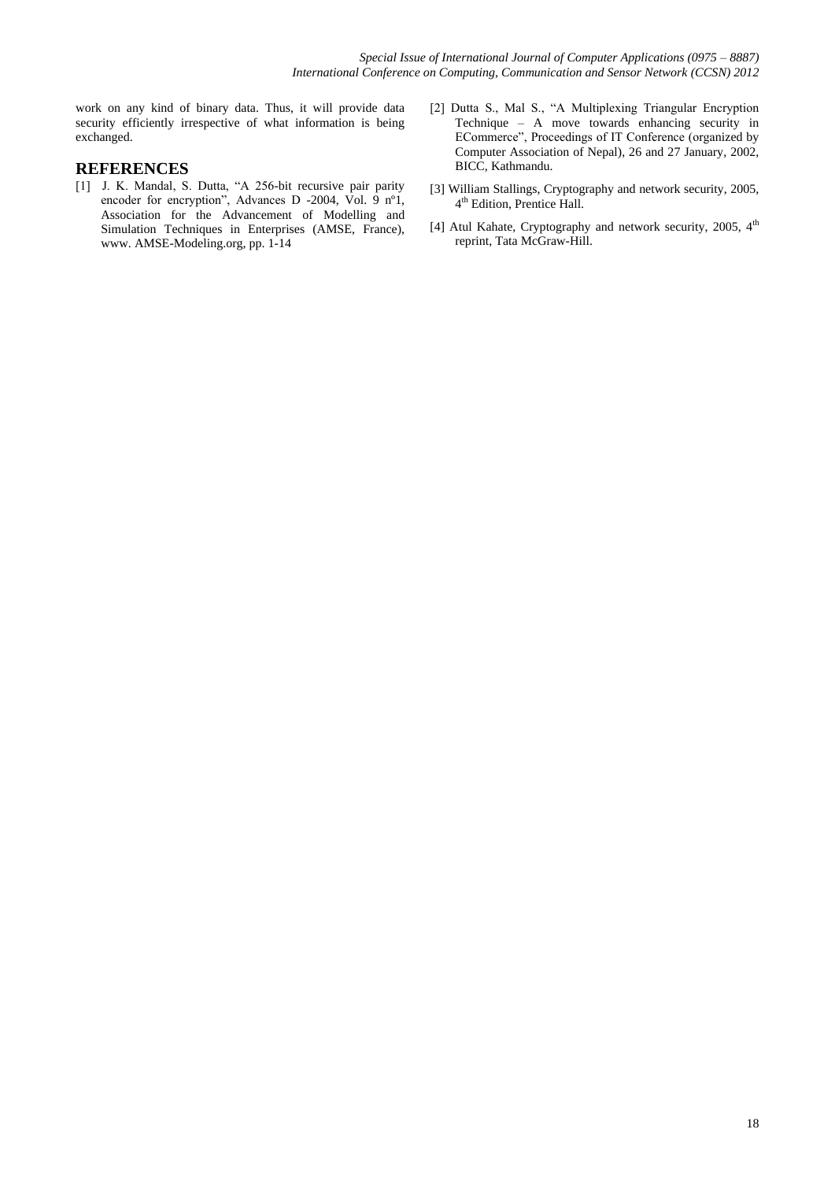work on any kind of binary data. Thus, it will provide data security efficiently irrespective of what information is being exchanged.

## REFERENCES

[1] J. K. Mandal, S. Dutta, "A 256-bit recursive pair parity encoder for encryption", Advances D -2004, Vol. 9 nº1, Association for the Advancement of Modelling and Simulation Techniques in Enterprises (AMSE, France), www. AMSE-Modeling.org, pp. 1-14

[2] Dutta S., Mal S., "A Multiplexing Triangular Encryption Technique – A move towards enhancing security in ECommerce", Proceedings of IT Conference (organized by Computer Association of Nepal), 26 and 27 January, 2002, BICC, Kathmandu.

[3] William Stallings, Cryptography and network security, 2005, 4th Edition, Prentice Hall.

[4] Atul Kahate, Cryptography and network security, 2005, 4th reprint, Tata McGraw-Hill.